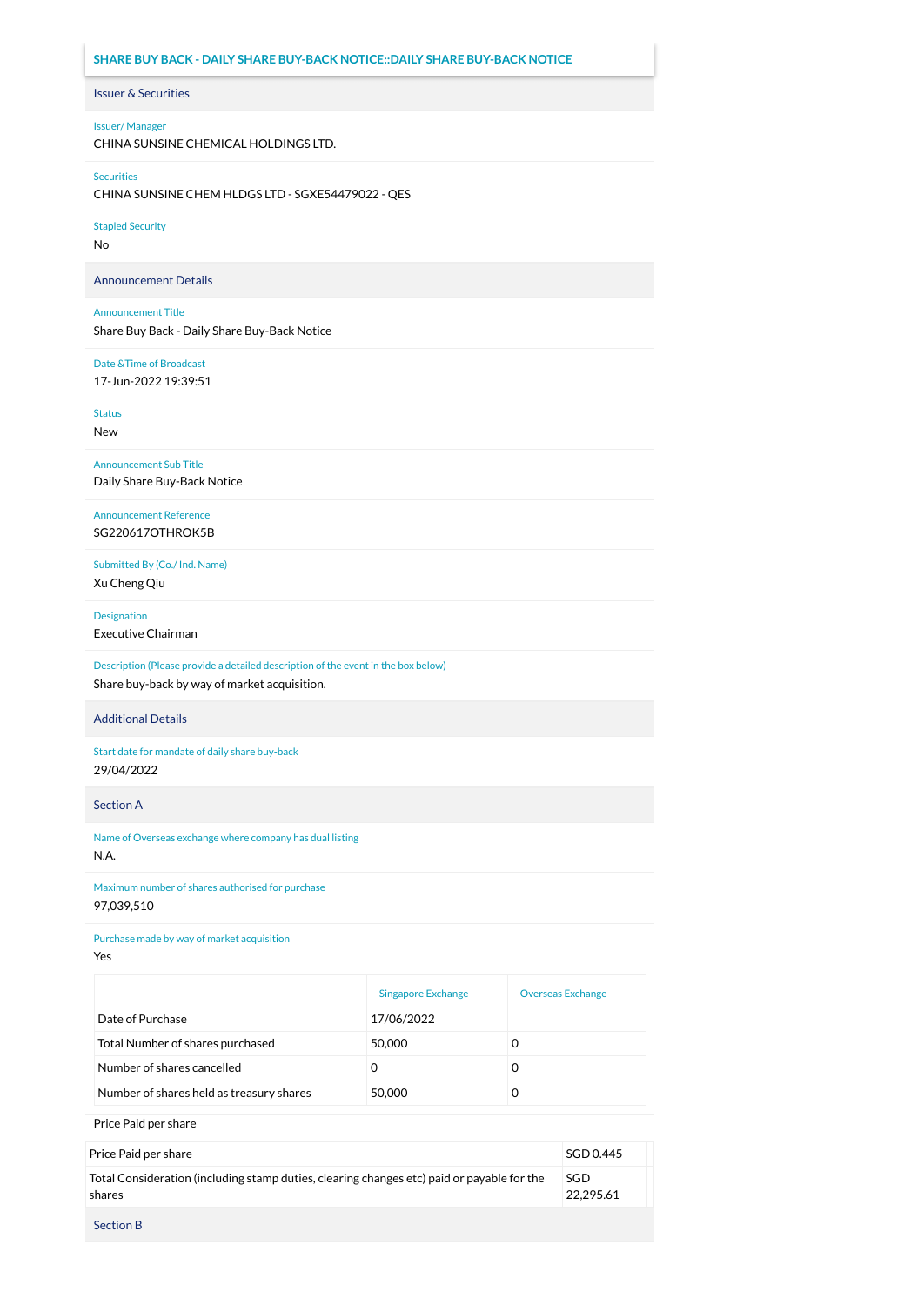## SHARE BUY BACK - DAILY SHARE BUY-BACK NOTICE::DAILY SHARE BUY-BACK NOTICE

### Issuer & Securities

Issuer/ Manager

CHINA SUNSINE CHEMICAL HOLDINGS LTD.

Securities

CHINA SUNSINE CHEM HLDGS LTD - SGXE54479022 - QES

Stapled Security

No

### Announcement Details

Announcement Title

Share Buy Back - Daily Share Buy-Back Notice

Date &Time of Broadcast

17-Jun-2022 19:39:51

Status

New

Announcement Sub Title

Daily Share Buy-Back Notice

Announcement Reference

SG220617OTHROK5B

Submitted By (Co./ Ind. Name)

Xu Cheng Qiu

Designation

Executive Chairman

Description (Please provide a detailed description of the event in the box below)

Share buy-back by way of market acquisition.

### Additional Details

Start date for mandate of daily share buy-back

29/04/2022

### Section A

Name of Overseas exchange where company has dual listing

N.A.

Maximum number of shares authorised for purchase

97,039,510

Purchase made by way of market acquisition

Yes

| | Singapore Exchange | Overseas Exchange |
|---|---|---|
| Date of Purchase | 17/06/2022 | |
| Total Number of shares purchased | 50,000 | 0 |
| Number of shares cancelled | 0 | 0 |
| Number of shares held as treasury shares | 50,000 | 0 |

Price Paid per share

| | |
|---|---|
| Price Paid per share | SGD 0.445 |
| Total Consideration (including stamp duties, clearing changes etc) paid or payable for the shares | SGD 22,295.61 |

### Section B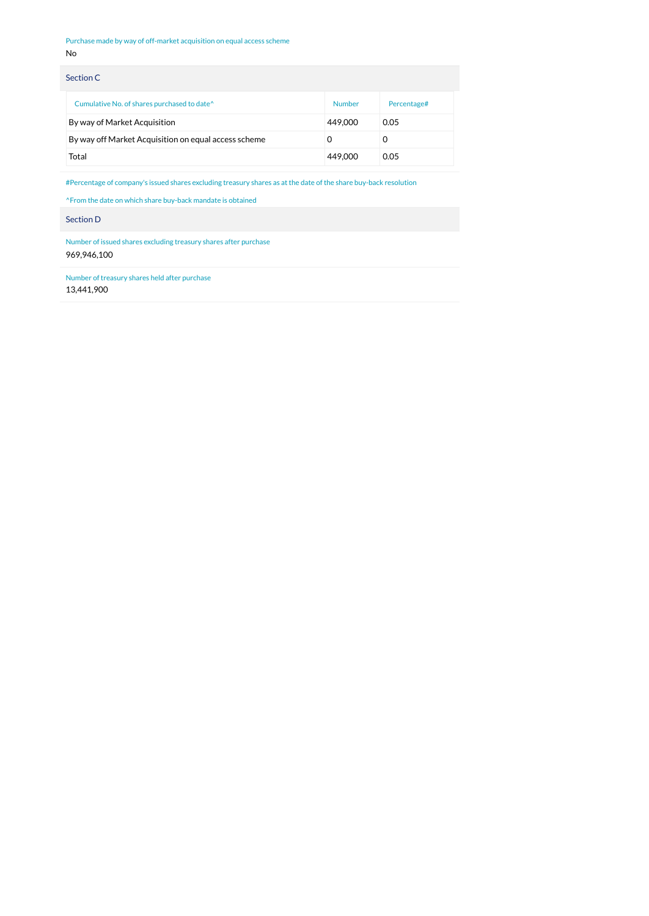Purchase made by way of off-market acquisition on equal access scheme

No

## Section C

| Cumulative No. of shares purchased to date^ | Number | Percentage# |
|---|---|---|
| By way of Market Acquisition | 449,000 | 0.05 |
| By way off Market Acquisition on equal access scheme | 0 | 0 |
| Total | 449,000 | 0.05 |

#Percentage of company's issued shares excluding treasury shares as at the date of the share buy-back resolution

^From the date on which share buy-back mandate is obtained

## Section D

Number of issued shares excluding treasury shares after purchase

969,946,100

Number of treasury shares held after purchase

13,441,900